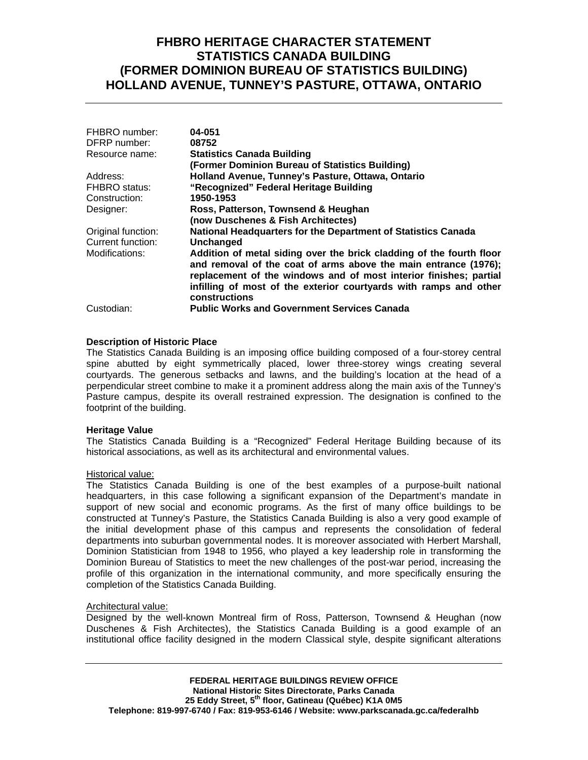# FHBRO HERITAGE CHARACTER STATEMENT
# STATISTICS CANADA BUILDING
# (FORMER DOMINION BUREAU OF STATISTICS BUILDING)
# HOLLAND AVENUE, TUNNEY'S PASTURE, OTTAWA, ONTARIO

| | |
|---|---|
| FHBRO number: | **04-051** |
| DFRP number: | **08752** |
| Resource name: | **Statistics Canada Building (Former Dominion Bureau of Statistics Building)** |
| Address: | **Holland Avenue, Tunney's Pasture, Ottawa, Ontario** |
| FHBRO status: | **"Recognized" Federal Heritage Building** |
| Construction: | **1950-1953** |
| Designer: | **Ross, Patterson, Townsend & Heughan (now Duschenes & Fish Architectes)** |
| Original function: | **National Headquarters for the Department of Statistics Canada** |
| Current function: | **Unchanged** |
| Modifications: | **Addition of metal siding over the brick cladding of the fourth floor and removal of the coat of arms above the main entrance (1976); replacement of the windows and of most interior finishes; partial infilling of most of the exterior courtyards with ramps and other constructions** |
| Custodian: | **Public Works and Government Services Canada** |

**Description of Historic Place**

The Statistics Canada Building is an imposing office building composed of a four-storey central spine abutted by eight symmetrically placed, lower three-storey wings creating several courtyards. The generous setbacks and lawns, and the building's location at the head of a perpendicular street combine to make it a prominent address along the main axis of the Tunney's Pasture campus, despite its overall restrained expression. The designation is confined to the footprint of the building.

**Heritage Value**

The Statistics Canada Building is a "Recognized" Federal Heritage Building because of its historical associations, as well as its architectural and environmental values.

Historical value:

The Statistics Canada Building is one of the best examples of a purpose-built national headquarters, in this case following a significant expansion of the Department's mandate in support of new social and economic programs. As the first of many office buildings to be constructed at Tunney's Pasture, the Statistics Canada Building is also a very good example of the initial development phase of this campus and represents the consolidation of federal departments into suburban governmental nodes. It is moreover associated with Herbert Marshall, Dominion Statistician from 1948 to 1956, who played a key leadership role in transforming the Dominion Bureau of Statistics to meet the new challenges of the post-war period, increasing the profile of this organization in the international community, and more specifically ensuring the completion of the Statistics Canada Building.

Architectural value:

Designed by the well-known Montreal firm of Ross, Patterson, Townsend & Heughan (now Duschenes & Fish Architectes), the Statistics Canada Building is a good example of an institutional office facility designed in the modern Classical style, despite significant alterations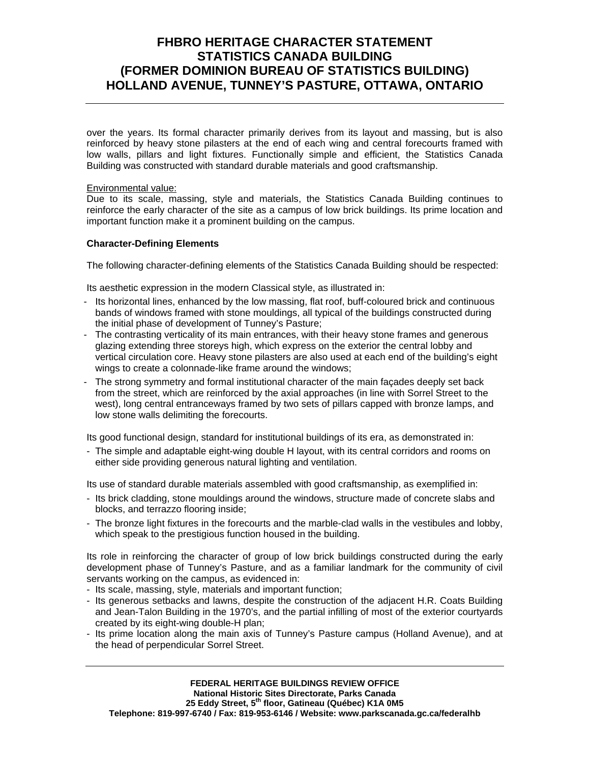over the years. Its formal character primarily derives from its layout and massing, but is also reinforced by heavy stone pilasters at the end of each wing and central forecourts framed with low walls, pillars and light fixtures. Functionally simple and efficient, the Statistics Canada Building was constructed with standard durable materials and good craftsmanship.

Environmental value:
Due to its scale, massing, style and materials, the Statistics Canada Building continues to reinforce the early character of the site as a campus of low brick buildings. Its prime location and important function make it a prominent building on the campus.

**Character-Defining Elements**

The following character-defining elements of the Statistics Canada Building should be respected:

Its aesthetic expression in the modern Classical style, as illustrated in:

- Its horizontal lines, enhanced by the low massing, flat roof, buff-coloured brick and continuous bands of windows framed with stone mouldings, all typical of the buildings constructed during the initial phase of development of Tunney's Pasture;
- The contrasting verticality of its main entrances, with their heavy stone frames and generous glazing extending three storeys high, which express on the exterior the central lobby and vertical circulation core. Heavy stone pilasters are also used at each end of the building's eight wings to create a colonnade-like frame around the windows;
- The strong symmetry and formal institutional character of the main façades deeply set back from the street, which are reinforced by the axial approaches (in line with Sorrel Street to the west), long central entranceways framed by two sets of pillars capped with bronze lamps, and low stone walls delimiting the forecourts.

Its good functional design, standard for institutional buildings of its era, as demonstrated in:

- The simple and adaptable eight-wing double H layout, with its central corridors and rooms on either side providing generous natural lighting and ventilation.

Its use of standard durable materials assembled with good craftsmanship, as exemplified in:

- Its brick cladding, stone mouldings around the windows, structure made of concrete slabs and blocks, and terrazzo flooring inside;
- The bronze light fixtures in the forecourts and the marble-clad walls in the vestibules and lobby, which speak to the prestigious function housed in the building.

Its role in reinforcing the character of group of low brick buildings constructed during the early development phase of Tunney's Pasture, and as a familiar landmark for the community of civil servants working on the campus, as evidenced in:

- Its scale, massing, style, materials and important function;
- Its generous setbacks and lawns, despite the construction of the adjacent H.R. Coats Building and Jean-Talon Building in the 1970's, and the partial infilling of most of the exterior courtyards created by its eight-wing double-H plan;
- Its prime location along the main axis of Tunney's Pasture campus (Holland Avenue), and at the head of perpendicular Sorrel Street.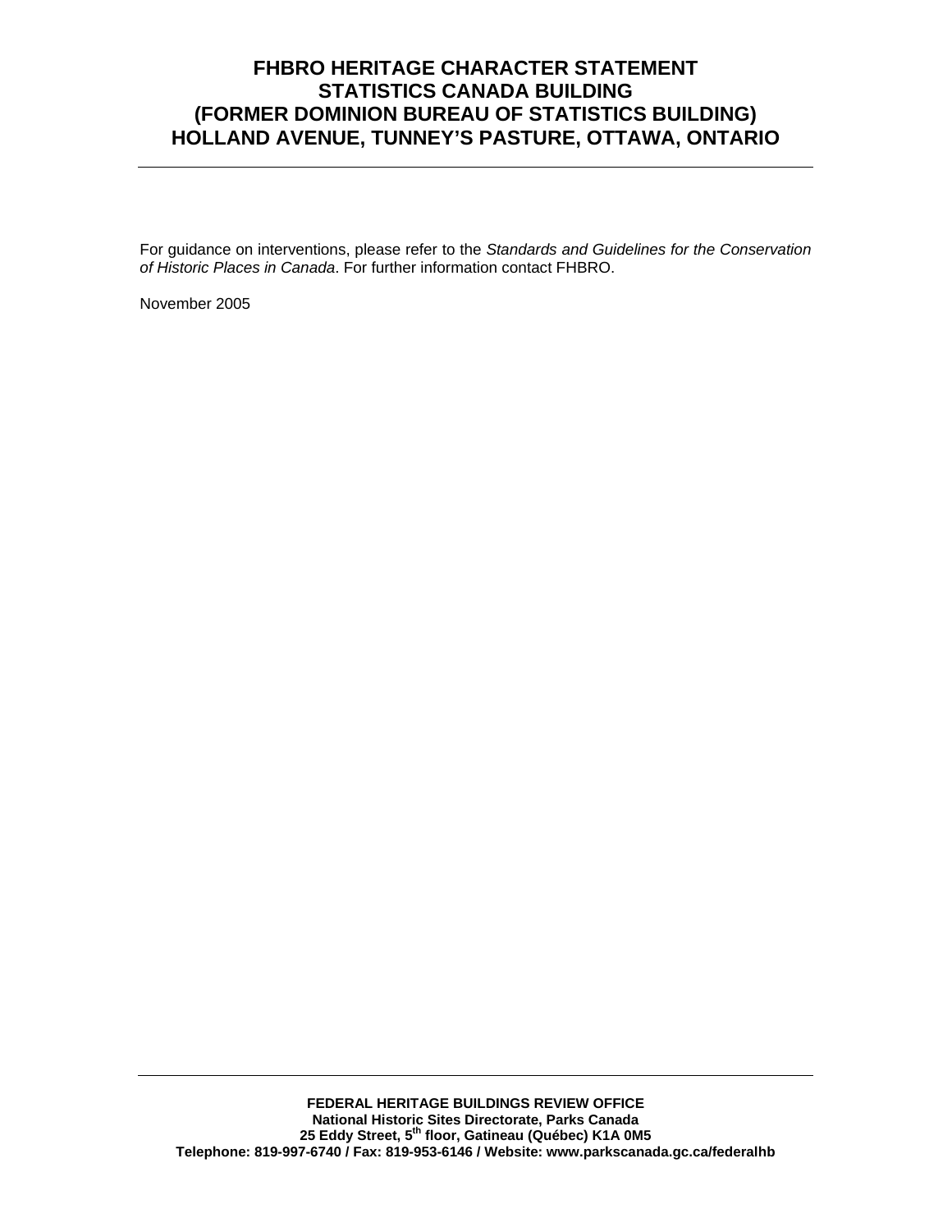# FHBRO HERITAGE CHARACTER STATEMENT
# STATISTICS CANADA BUILDING
# (FORMER DOMINION BUREAU OF STATISTICS BUILDING)
# HOLLAND AVENUE, TUNNEY'S PASTURE, OTTAWA, ONTARIO

For guidance on interventions, please refer to the *Standards and Guidelines for the Conservation of Historic Places in Canada*. For further information contact FHBRO.

November 2005

**FEDERAL HERITAGE BUILDINGS REVIEW OFFICE**
**National Historic Sites Directorate, Parks Canada**
**25 Eddy Street, 5th floor, Gatineau (Québec) K1A 0M5**
**Telephone: 819-997-6740 / Fax: 819-953-6146 / Website: www.parkscanada.gc.ca/federalhb**